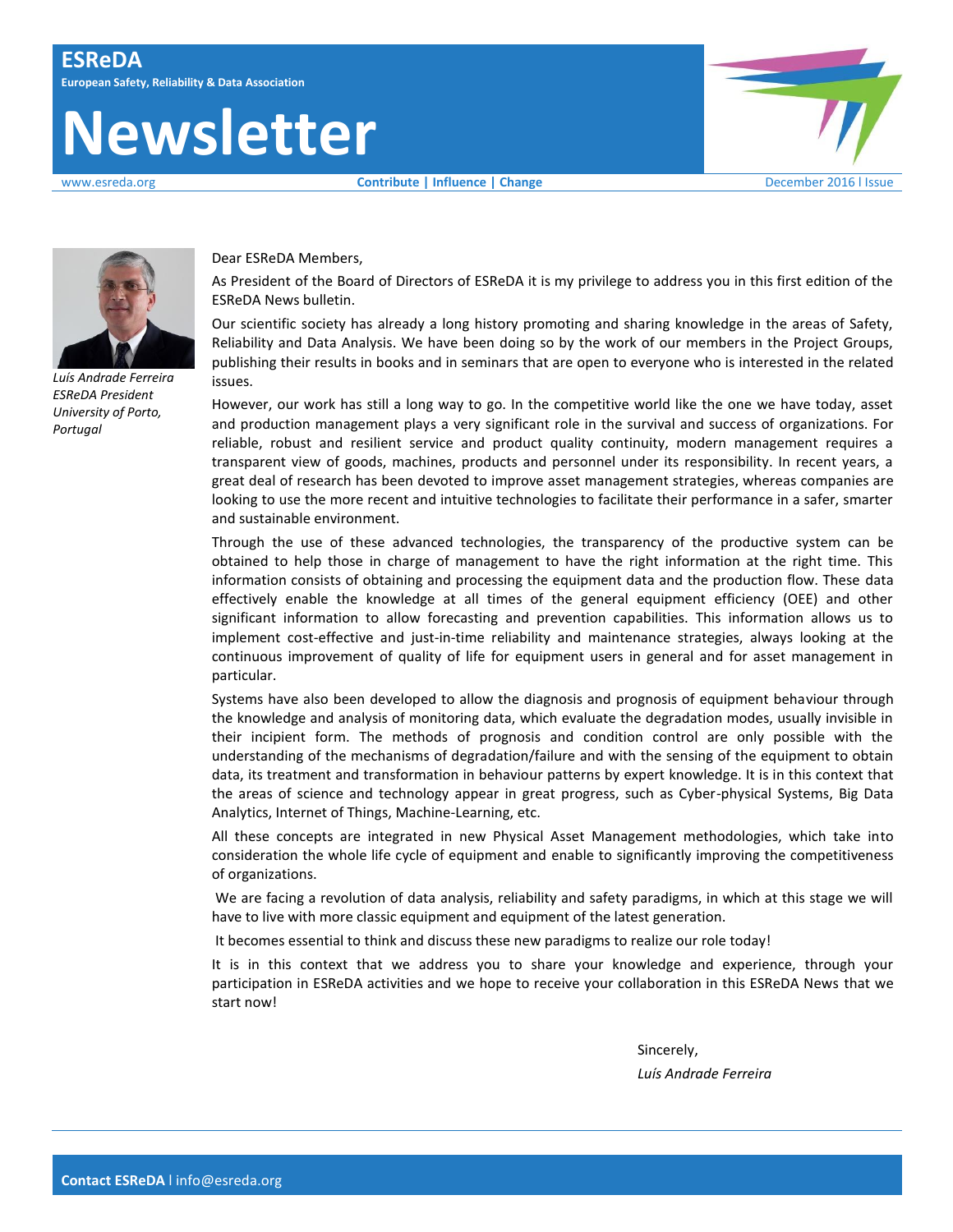# ESReDA

**European Safety, Reliability & Data Association**

# Newsletter

www.esreda.org **Contribute | Influence | Change** December 2016 l Issue

*Luís Andrade Ferreira*
*ESReDA President*
*University of Porto, Portugal*

Dear ESReDA Members,

As President of the Board of Directors of ESReDA it is my privilege to address you in this first edition of the ESReDA News bulletin.

Our scientific society has already a long history promoting and sharing knowledge in the areas of Safety, Reliability and Data Analysis. We have been doing so by the work of our members in the Project Groups, publishing their results in books and in seminars that are open to everyone who is interested in the related issues.

However, our work has still a long way to go. In the competitive world like the one we have today, asset and production management plays a very significant role in the survival and success of organizations. For reliable, robust and resilient service and product quality continuity, modern management requires a transparent view of goods, machines, products and personnel under its responsibility. In recent years, a great deal of research has been devoted to improve asset management strategies, whereas companies are looking to use the more recent and intuitive technologies to facilitate their performance in a safer, smarter and sustainable environment.

Through the use of these advanced technologies, the transparency of the productive system can be obtained to help those in charge of management to have the right information at the right time. This information consists of obtaining and processing the equipment data and the production flow. These data effectively enable the knowledge at all times of the general equipment efficiency (OEE) and other significant information to allow forecasting and prevention capabilities. This information allows us to implement cost-effective and just-in-time reliability and maintenance strategies, always looking at the continuous improvement of quality of life for equipment users in general and for asset management in particular.

Systems have also been developed to allow the diagnosis and prognosis of equipment behaviour through the knowledge and analysis of monitoring data, which evaluate the degradation modes, usually invisible in their incipient form. The methods of prognosis and condition control are only possible with the understanding of the mechanisms of degradation/failure and with the sensing of the equipment to obtain data, its treatment and transformation in behaviour patterns by expert knowledge. It is in this context that the areas of science and technology appear in great progress, such as Cyber-physical Systems, Big Data Analytics, Internet of Things, Machine-Learning, etc.

All these concepts are integrated in new Physical Asset Management methodologies, which take into consideration the whole life cycle of equipment and enable to significantly improving the competitiveness of organizations.

We are facing a revolution of data analysis, reliability and safety paradigms, in which at this stage we will have to live with more classic equipment and equipment of the latest generation.

It becomes essential to think and discuss these new paradigms to realize our role today!

It is in this context that we address you to share your knowledge and experience, through your participation in ESReDA activities and we hope to receive your collaboration in this ESReDA News that we start now!

Sincerely,

*Luís Andrade Ferreira*

**Contact ESReDA** l info@esreda.org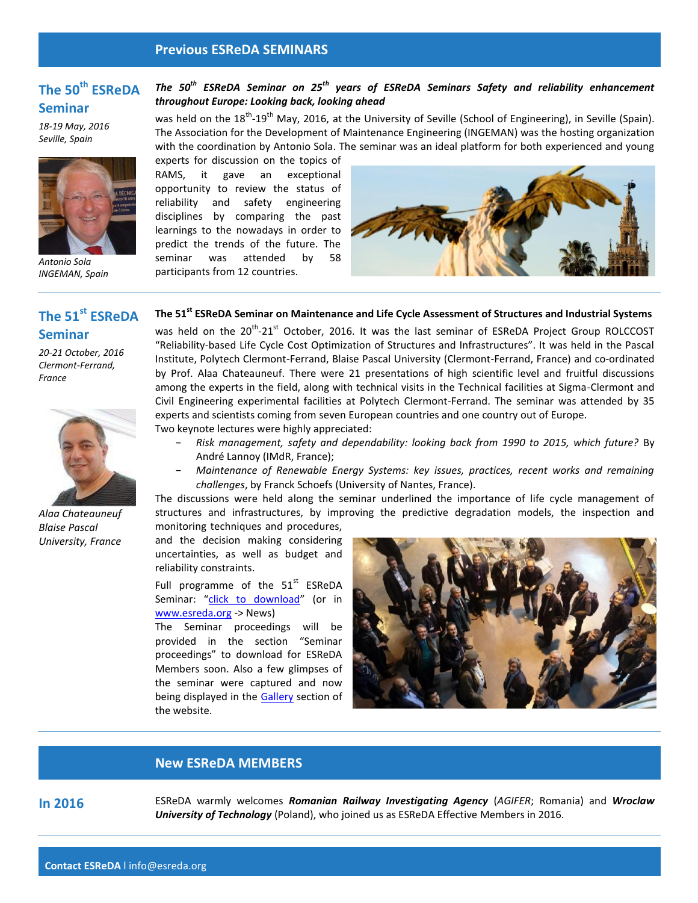## Previous ESReDA SEMINARS

### The 50th ESReDA Seminar

*18-19 May, 2016*
*Seville, Spain*

*Antonio Sola*
*INGEMAN, Spain*

***The 50th ESReDA Seminar on 25th years of ESReDA Seminars Safety and reliability enhancement throughout Europe: Looking back, looking ahead***

was held on the 18th-19th May, 2016, at the University of Seville (School of Engineering), in Seville (Spain). The Association for the Development of Maintenance Engineering (INGEMAN) was the hosting organization with the coordination by Antonio Sola. The seminar was an ideal platform for both experienced and young experts for discussion on the topics of RAMS, it gave an exceptional opportunity to review the status of reliability and safety engineering disciplines by comparing the past learnings to the nowadays in order to predict the trends of the future. The seminar was attended by 58 participants from 12 countries.

### The 51st ESReDA Seminar

*20-21 October, 2016*
*Clermont-Ferrand, France*

*Alaa Chateauneuf*
*Blaise Pascal University, France*

**The 51st ESReDA Seminar on Maintenance and Life Cycle Assessment of Structures and Industrial Systems**

was held on the 20th-21st October, 2016. It was the last seminar of ESReDA Project Group ROLCCOST "Reliability-based Life Cycle Cost Optimization of Structures and Infrastructures". It was held in the Pascal Institute, Polytech Clermont-Ferrand, Blaise Pascal University (Clermont-Ferrand, France) and co-ordinated by Prof. Alaa Chateauneuf. There were 21 presentations of high scientific level and fruitful discussions among the experts in the field, along with technical visits in the Technical facilities at Sigma-Clermont and Civil Engineering experimental facilities at Polytech Clermont-Ferrand. The seminar was attended by 35 experts and scientists coming from seven European countries and one country out of Europe.

Two keynote lectures were highly appreciated:

- *Risk management, safety and dependability: looking back from 1990 to 2015, which future?* By André Lannoy (IMdR, France);
- *Maintenance of Renewable Energy Systems: key issues, practices, recent works and remaining challenges*, by Franck Schoefs (University of Nantes, France).

The discussions were held along the seminar underlined the importance of life cycle management of structures and infrastructures, by improving the predictive degradation models, the inspection and monitoring techniques and procedures, and the decision making considering uncertainties, as well as budget and reliability constraints.

Full programme of the 51st ESReDA Seminar: "click to download" (or in www.esreda.org -> News)

The Seminar proceedings will be provided in the section "Seminar proceedings" to download for ESReDA Members soon. Also a few glimpses of the seminar were captured and now being displayed in the Gallery section of the website.

## New ESReDA MEMBERS

### In 2016

ESReDA warmly welcomes ***Romanian Railway Investigating Agency*** (*AGIFER*; Romania) and ***Wroclaw University of Technology*** (Poland), who joined us as ESReDA Effective Members in 2016.

**Contact ESReDA** I info@esreda.org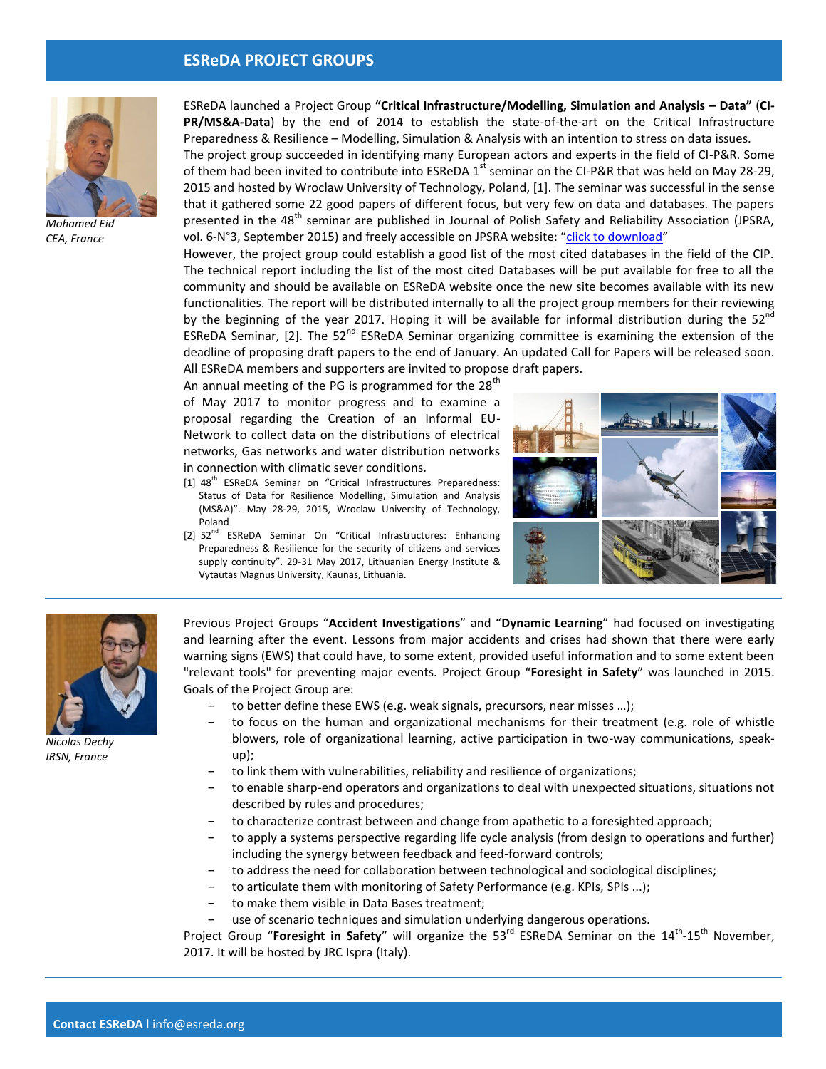## ESReDA PROJECT GROUPS

*Mohamed Eid*
*CEA, France*

ESReDA launched a Project Group **"Critical Infrastructure/Modelling, Simulation and Analysis – Data"** (**CI-PR/MS&A-Data**) by the end of 2014 to establish the state-of-the-art on the Critical Infrastructure Preparedness & Resilience – Modelling, Simulation & Analysis with an intention to stress on data issues.

The project group succeeded in identifying many European actors and experts in the field of CI-P&R. Some of them had been invited to contribute into ESReDA 1st seminar on the CI-P&R that was held on May 28-29, 2015 and hosted by Wroclaw University of Technology, Poland, [1]. The seminar was successful in the sense that it gathered some 22 good papers of different focus, but very few on data and databases. The papers presented in the 48th seminar are published in Journal of Polish Safety and Reliability Association (JPSRA, vol. 6-N°3, September 2015) and freely accessible on JPSRA website: "click to download"

However, the project group could establish a good list of the most cited databases in the field of the CIP. The technical report including the list of the most cited Databases will be put available for free to all the community and should be available on ESReDA website once the new site becomes available with its new functionalities. The report will be distributed internally to all the project group members for their reviewing by the beginning of the year 2017. Hoping it will be available for informal distribution during the 52nd ESReDA Seminar, [2]. The 52nd ESReDA Seminar organizing committee is examining the extension of the deadline of proposing draft papers to the end of January. An updated Call for Papers will be released soon. All ESReDA members and supporters are invited to propose draft papers.

An annual meeting of the PG is programmed for the 28th of May 2017 to monitor progress and to examine a proposal regarding the Creation of an Informal EU-Network to collect data on the distributions of electrical networks, Gas networks and water distribution networks in connection with climatic sever conditions.

[1] 48th ESReDA Seminar on "Critical Infrastructures Preparedness: Status of Data for Resilience Modelling, Simulation and Analysis (MS&A)". May 28-29, 2015, Wroclaw University of Technology, Poland

[2] 52nd ESReDA Seminar On "Critical Infrastructures: Enhancing Preparedness & Resilience for the security of citizens and services supply continuity". 29-31 May 2017, Lithuanian Energy Institute & Vytautas Magnus University, Kaunas, Lithuania.

---

*Nicolas Dechy*
*IRSN, France*

Previous Project Groups "**Accident Investigations**" and "**Dynamic Learning**" had focused on investigating and learning after the event. Lessons from major accidents and crises had shown that there were early warning signs (EWS) that could have, to some extent, provided useful information and to some extent been "relevant tools" for preventing major events. Project Group "**Foresight in Safety**" was launched in 2015. Goals of the Project Group are:

- to better define these EWS (e.g. weak signals, precursors, near misses …);
- to focus on the human and organizational mechanisms for their treatment (e.g. role of whistle blowers, role of organizational learning, active participation in two-way communications, speak-up);
- to link them with vulnerabilities, reliability and resilience of organizations;
- to enable sharp-end operators and organizations to deal with unexpected situations, situations not described by rules and procedures;
- to characterize contrast between and change from apathetic to a foresighted approach;
- to apply a systems perspective regarding life cycle analysis (from design to operations and further) including the synergy between feedback and feed-forward controls;
- to address the need for collaboration between technological and sociological disciplines;
- to articulate them with monitoring of Safety Performance (e.g. KPIs, SPIs ...);
- to make them visible in Data Bases treatment;
- use of scenario techniques and simulation underlying dangerous operations.

Project Group "**Foresight in Safety**" will organize the 53rd ESReDA Seminar on the 14th-15th November, 2017. It will be hosted by JRC Ispra (Italy).

**Contact ESReDA** I info@esreda.org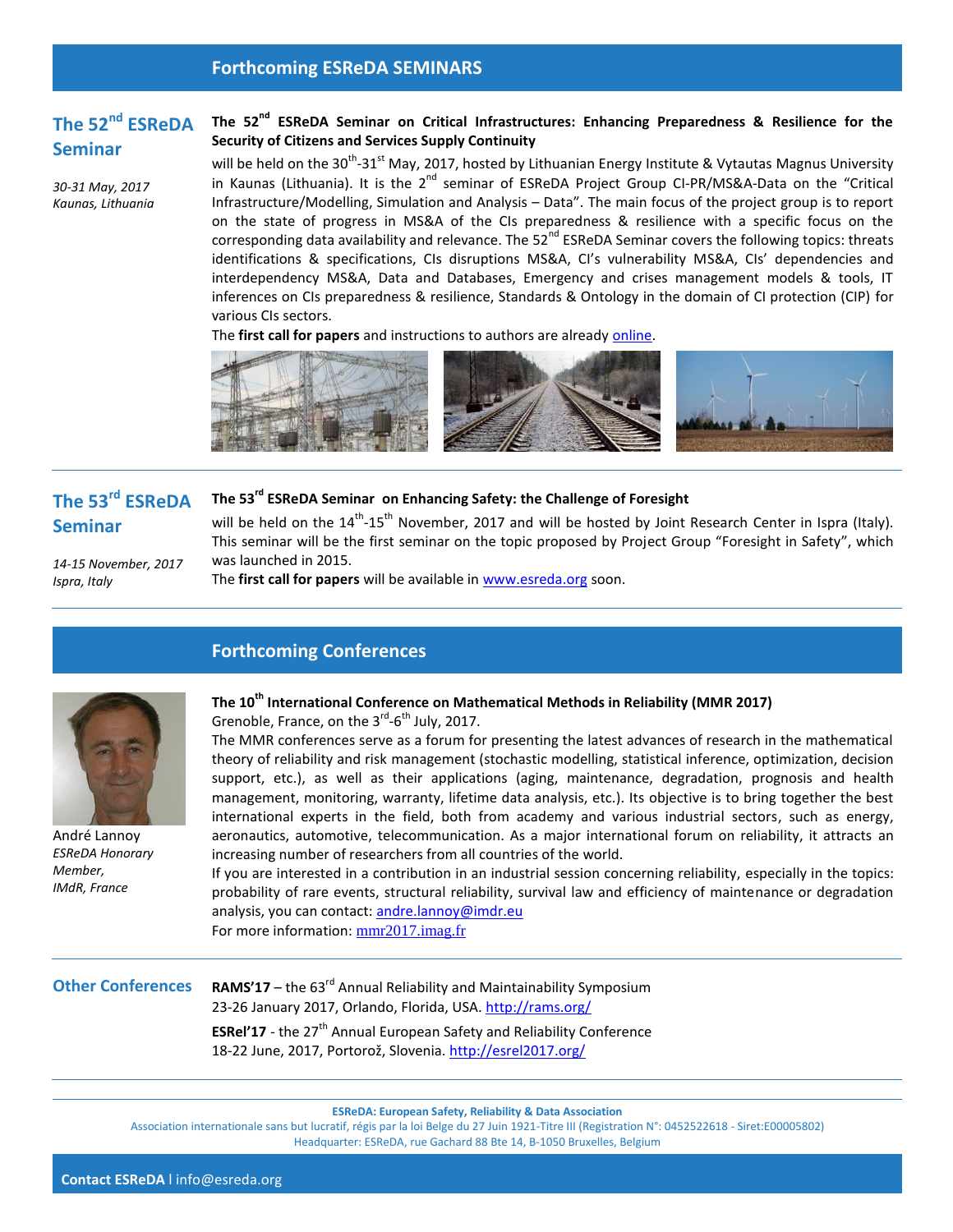## Forthcoming ESReDA SEMINARS

### The 52nd ESReDA Seminar

*30-31 May, 2017*
*Kaunas, Lithuania*

**The 52nd ESReDA Seminar on Critical Infrastructures: Enhancing Preparedness & Resilience for the Security of Citizens and Services Supply Continuity**

will be held on the 30th-31st May, 2017, hosted by Lithuanian Energy Institute & Vytautas Magnus University in Kaunas (Lithuania). It is the 2nd seminar of ESReDA Project Group CI-PR/MS&A-Data on the "Critical Infrastructure/Modelling, Simulation and Analysis – Data". The main focus of the project group is to report on the state of progress in MS&A of the CIs preparedness & resilience with a specific focus on the corresponding data availability and relevance. The 52nd ESReDA Seminar covers the following topics: threats identifications & specifications, CIs disruptions MS&A, CI's vulnerability MS&A, CIs' dependencies and interdependency MS&A, Data and Databases, Emergency and crises management models & tools, IT inferences on CIs preparedness & resilience, Standards & Ontology in the domain of CI protection (CIP) for various CIs sectors.

The **first call for papers** and instructions to authors are already online.

### The 53rd ESReDA Seminar

*14-15 November, 2017*
*Ispra, Italy*

**The 53rd ESReDA Seminar on Enhancing Safety: the Challenge of Foresight**

will be held on the 14th-15th November, 2017 and will be hosted by Joint Research Center in Ispra (Italy). This seminar will be the first seminar on the topic proposed by Project Group "Foresight in Safety", which was launched in 2015.

The **first call for papers** will be available in www.esreda.org soon.

## Forthcoming Conferences

André Lannoy
*ESReDA Honorary Member, IMdR, France*

**The 10th International Conference on Mathematical Methods in Reliability (MMR 2017)**

Grenoble, France, on the 3rd-6th July, 2017.

The MMR conferences serve as a forum for presenting the latest advances of research in the mathematical theory of reliability and risk management (stochastic modelling, statistical inference, optimization, decision support, etc.), as well as their applications (aging, maintenance, degradation, prognosis and health management, monitoring, warranty, lifetime data analysis, etc.). Its objective is to bring together the best international experts in the field, both from academy and various industrial sectors, such as energy, aeronautics, automotive, telecommunication. As a major international forum on reliability, it attracts an increasing number of researchers from all countries of the world.

If you are interested in a contribution in an industrial session concerning reliability, especially in the topics: probability of rare events, structural reliability, survival law and efficiency of maintenance or degradation analysis, you can contact: andre.lannoy@imdr.eu

For more information: mmr2017.imag.fr

### Other Conferences

**RAMS'17** – the 63rd Annual Reliability and Maintainability Symposium
23-26 January 2017, Orlando, Florida, USA. http://rams.org/

**ESRel'17** - the 27th Annual European Safety and Reliability Conference
18-22 June, 2017, Portorož, Slovenia. http://esrel2017.org/

**ESReDA: European Safety, Reliability & Data Association**
Association internationale sans but lucratif, régis par la loi Belge du 27 Juin 1921-Titre III (Registration N°: 0452522618 - Siret:E00005802)
Headquarter: ESReDA, rue Gachard 88 Bte 14, B-1050 Bruxelles, Belgium

**Contact ESReDA** I info@esreda.org